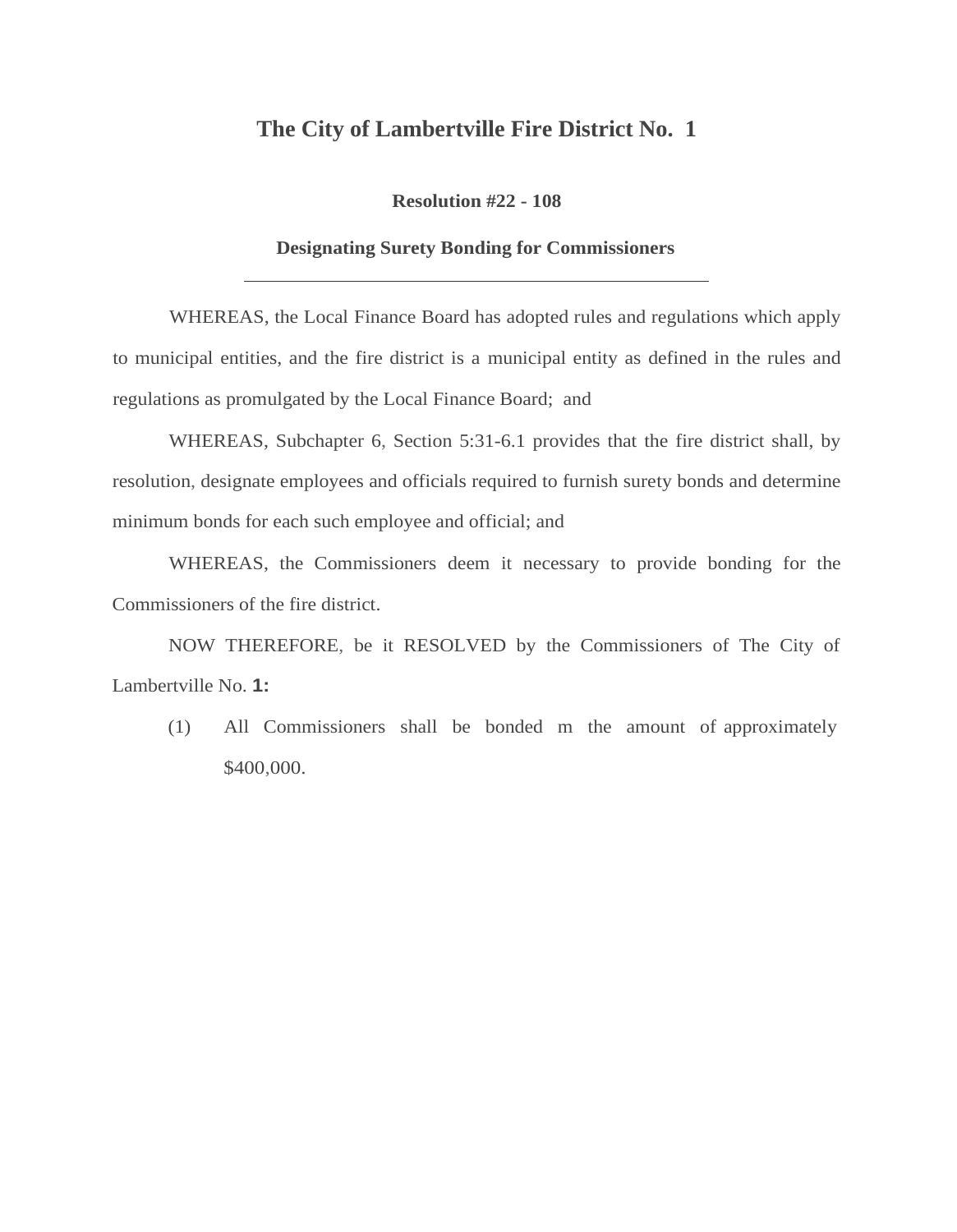# The City of Lambertville Fire District No. 1

**Resolution #22 - 108**

**Designating Surety Bonding for Commissioners**

---

WHEREAS, the Local Finance Board has adopted rules and regulations which apply to municipal entities, and the fire district is a municipal entity as defined in the rules and regulations as promulgated by the Local Finance Board; and

WHEREAS, Subchapter 6, Section 5:31-6.1 provides that the fire district shall, by resolution, designate employees and officials required to furnish surety bonds and determine minimum bonds for each such employee and official; and

WHEREAS, the Commissioners deem it necessary to provide bonding for the Commissioners of the fire district.

NOW THEREFORE, be it RESOLVED by the Commissioners of The City of Lambertville No. **1:**

(1) All Commissioners shall be bonded m the amount of approximately $400,000.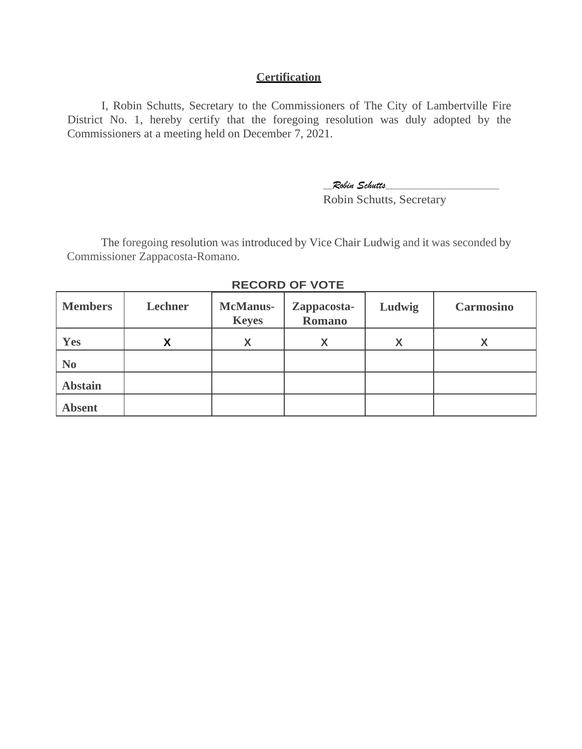## Certification

I, Robin Schutts, Secretary to the Commissioners of The City of Lambertville Fire District No. 1, hereby certify that the foregoing resolution was duly adopted by the Commissioners at a meeting held on December 7, 2021.

__*Robin Schutts*______________________
Robin Schutts, Secretary

The foregoing resolution was introduced by Vice Chair Ludwig and it was seconded by Commissioner Zappacosta-Romano.

**RECORD OF VOTE**

| **Members** | **Lechner** | **McManus-Keyes** | **Zappacosta-Romano** | **Ludwig** | **Carmosino** |
|---|---|---|---|---|---|
| **Yes** | X | X | X | X | X |
| **No** | | | | | |
| **Abstain** | | | | | |
| **Absent** | | | | | |